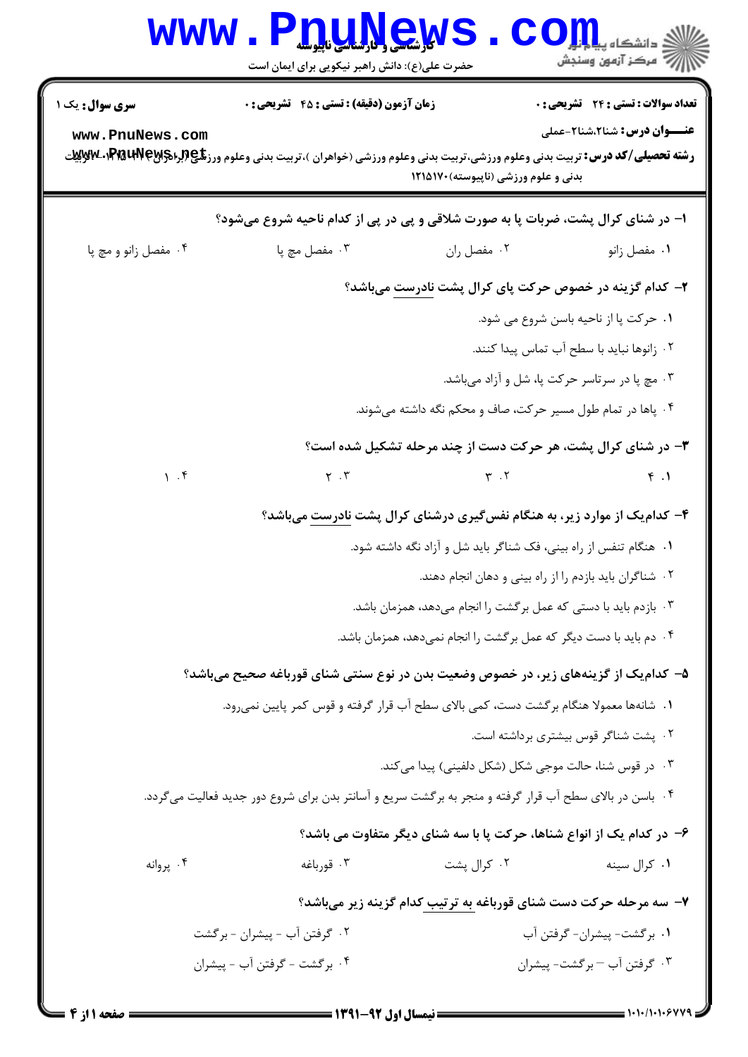**سری سوال:** یک ۱

**زمان آزمون (دقیقه) : تستی : ۴۵ تشریحی : ۰**

**تعداد سوالات : تستی : ۲۴ تشریحی : ۰**

**عنـــوان درس:** شنا۲،شنا۲-عملی

**رشته تحصیلی/کد درس:** تربیت بدنی وعلوم ورزشی،تربیت بدنی وعلوم ورزشی (خواهران )،تربیت بدنی وعلوم ورزشی (برادران) ۱۲۱۵۱۰۳ - ،تربیت بدنی و علوم ورزشی (ناپیوسته)۱۲۱۵۱۷۰

۱- در شنای کرال پشت، ضربات پا به صورت شلاقی و پی در پی از کدام ناحیه شروع می‌شود؟

۱. مفصل زانو
۲. مفصل ران
۳. مفصل مچ پا
۴. مفصل زانو و مچ پا

۲- کدام گزینه در خصوص حرکت پای کرال پشت نادرست می‌باشد؟

۱. حرکت پا از ناحیه باسن شروع می شود.
۲. زانوها نباید با سطح آب تماس پیدا کنند.
۳. مچ پا در سرتاسر حرکت پا، شل و آزاد می‌باشد.
۴. پاها در تمام طول مسیر حرکت، صاف و محکم نگه داشته می‌شوند.

۳- در شنای کرال پشت، هر حرکت دست از چند مرحله تشکیل شده است؟

۱. ۴
۲. ۳
۳. ۲
۴. ۱

۴- کدام‌یک از موارد زیر، به هنگام نفس‌گیری درشنای کرال پشت نادرست می‌باشد؟

۱. هنگام تنفس از راه بینی، فک شناگر باید شل و آزاد نگه داشته شود.
۲. شناگران باید بازدم را از راه بینی و دهان انجام دهند.
۳. بازدم باید با دستی که عمل برگشت را انجام می‌دهد، همزمان باشد.
۴. دم باید با دست دیگر که عمل برگشت را انجام نمی‌دهد، همزمان باشد.

۵- کدام‌یک از گزینه‌های زیر، در خصوص وضعیت بدن در نوع سنتی شنای قورباغه صحیح می‌باشد؟

۱. شانه‌ها معمولا هنگام برگشت دست، کمی بالای سطح آب قرار گرفته و قوس کمر پایین نمی‌رود.
۲. پشت شناگر قوس بیشتری برداشته است.
۳. در قوس شنا، حالت موجی شکل (شکل دلفینی) پیدا می‌کند.
۴. باسن در بالای سطح آب قرار گرفته و منجر به برگشت سریع و آسانتر بدن برای شروع دور جدید فعالیت می‌گردد.

۶- در کدام یک از انواع شناها، حرکت پا با سه شنای دیگر متفاوت می باشد؟

۱. کرال سینه
۲. کرال پشت
۳. قورباغه
۴. پروانه

۷- سه مرحله حرکت دست شنای قورباغه به ترتیب کدام گزینه زیر می‌باشد؟

۱. برگشت- پیشران- گرفتن آب
۲. گرفتن آب - پیشران - برگشت
۳. گرفتن آب – برگشت- پیشران
۴. برگشت - گرفتن آب - پیشران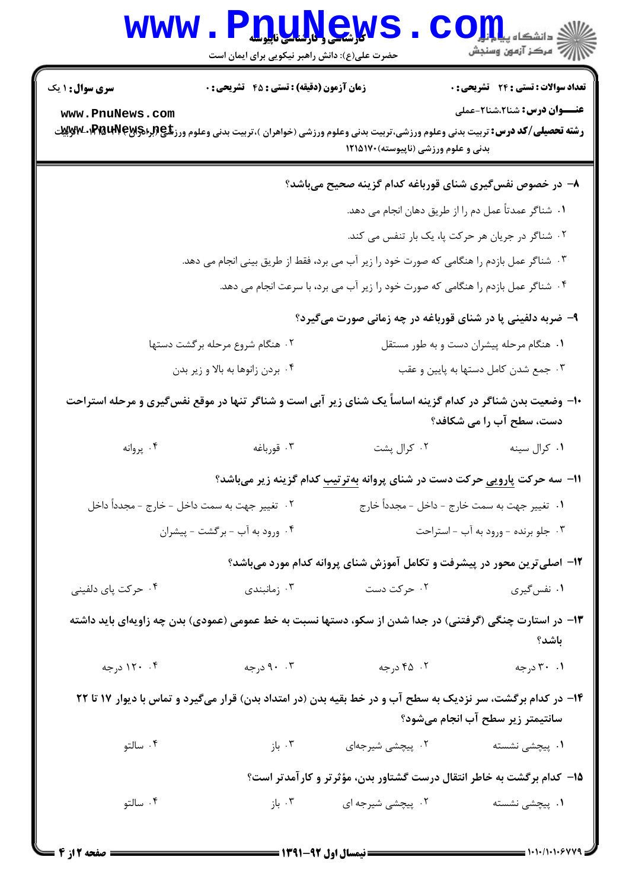۸- در خصوص نفس‌گیری شنای قورباغه کدام گزینه صحیح می‌باشد؟

۱. شناگر عمدتاً عمل دم را از طریق دهان انجام می دهد.

۲. شناگر در جریان هر حرکت پا، یک بار تنفس می کند.

۳. شناگر عمل بازدم را هنگامی که صورت خود را زیر آب می برد، فقط از طریق بینی انجام می دهد.

۴. شناگر عمل بازدم را هنگامی که صورت خود را زیر آب می برد، با سرعت انجام می دهد.

۹- ضربه دلفینی پا در شنای قورباغه در چه زمانی صورت می‌گیرد؟

۱. هنگام مرحله پیشران دست و به طور مستقل

۲. هنگام شروع مرحله برگشت دستها

۳. جمع شدن کامل دستها به پایین و عقب

۴. بردن زانوها به بالا و زیر بدن

۱۰- وضعیت بدن شناگر در کدام گزینه اساساً یک شنای زیر آبی است و شناگر تنها در موقع نفس‌گیری و مرحله استراحت دست، سطح آب را می شکافد؟

۱. کرال سینه

۲. کرال پشت

۳. قورباغه

۴. پروانه

۱۱- سه حرکت پارویی حرکت دست در شنای پروانه به‌ترتیب کدام گزینه زیر می‌باشد؟

۱. تغییر جهت به سمت خارج - داخل - مجدداً خارج

۲. تغییر جهت به سمت داخل - خارج - مجدداً داخل

۳. جلو برنده - ورود به آب - استراحت

۴. ورود به آب - برگشت - پیشران

۱۲- اصلی‌ترین محور در پیشرفت و تکامل آموزش شنای پروانه کدام مورد می‌باشد؟

۱. نفس‌گیری

۲. حرکت دست

۳. زمانبندی

۴. حرکت پای دلفینی

۱۳- در استارت چنگی (گرفتنی) در جدا شدن از سکو، دستها نسبت به خط عمومی (عمودی) بدن چه زاویه‌ای باید داشته باشد؟

۱. ۳۰ درجه

۲. ۴۵ درجه

۳. ۹۰ درجه

۴. ۱۲۰ درجه

۱۴- در کدام برگشت، سر نزدیک به سطح آب و در خط بقیه بدن (در امتداد بدن) قرار می‌گیرد و تماس با دیوار ۱۷ تا ۲۲ سانتیمتر زیر سطح آب انجام می‌شود؟

۱. پیچشی نشسته

۲. پیچشی شیرجه‌ای

۳. باز

۴. سالتو

۱۵- کدام برگشت به خاطر انتقال درست گشتاور بدن، مؤثرتر و کارآمدتر است؟

۱. پیچشی نشسته

۲. پیچشی شیرجه ای

۳. باز

۴. سالتو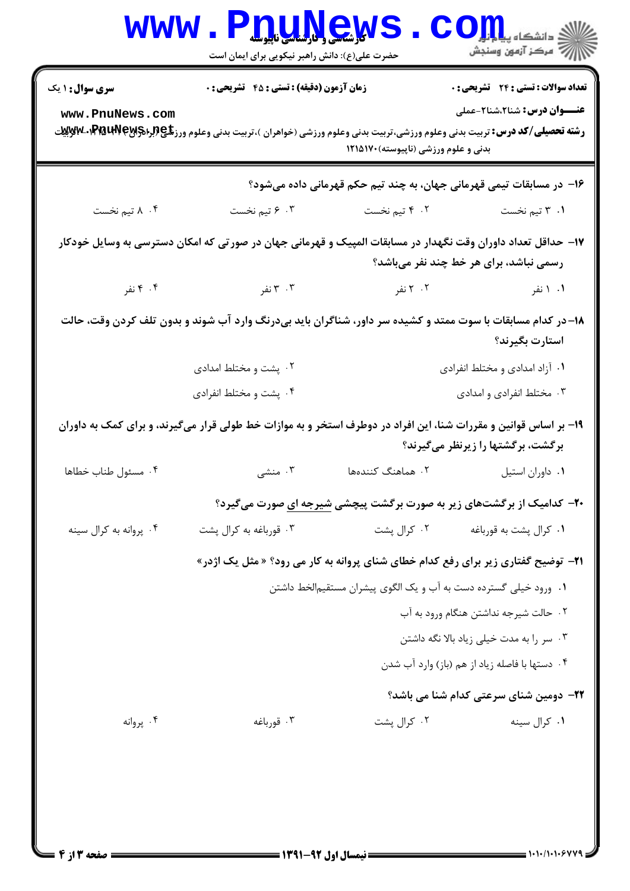۱۶- در مسابقات تیمی قهرمانی جهان، به چند تیم حکم قهرمانی داده می‌شود؟

۱. ۳ تیم نخست
۲. ۴ تیم نخست
۳. ۶ تیم نخست
۴. ۸ تیم نخست

۱۷- حداقل تعداد داوران وقت نگهدار در مسابقات المپیک و قهرمانی جهان در صورتی که امکان دسترسی به وسایل خودکار رسمی نباشد، برای هر خط چند نفر می‌باشد؟

۱. ۱ نفر
۲. ۲ نفر
۳. ۳ نفر
۴. ۴ نفر

۱۸- در کدام مسابقات با سوت ممتد و کشیده سر داور، شناگران باید بی‌درنگ وارد آب شوند و بدون تلف کردن وقت، حالت استارت بگیرند؟

۱. آزاد امدادی و مختلط انفرادی
۲. پشت و مختلط امدادی
۳. مختلط انفرادی و امدادی
۴. پشت و مختلط انفرادی

۱۹- بر اساس قوانین و مقررات شنا، این افراد در دوطرف استخر و به موازات خط طولی قرار می‌گیرند، و برای کمک به داوران برگشت، برگشتها را زیرنظر می‌گیرند؟

۱. داوران استیل
۲. هماهنگ کننده‌ها
۳. منشی
۴. مسئول طناب خطاها

۲۰- کدامیک از برگشت‌های زیر به صورت برگشت پیچشی شیرجه ای صورت می‌گیرد؟

۱. کرال پشت به قورباغه
۲. کرال پشت
۳. قورباغه به کرال پشت
۴. پروانه به کرال سینه

۲۱- توضیح گفتاری زیر برای رفع کدام خطای شنای پروانه به کار می رود؟ « مثل یک اژدر»

۱. ورود خیلی گسترده دست به آب و یک الگوی پیشران مستقیم‌الخط داشتن
۲. حالت شیرجه نداشتن هنگام ورود به آب
۳. سر را به مدت خیلی زیاد بالا نگه داشتن
۴. دستها با فاصله زیاد از هم (باز) وارد آب شدن

۲۲- دومین شنای سرعتی کدام شنا می باشد؟

۱. کرال سینه
۲. کرال پشت
۳. قورباغه
۴. پروانه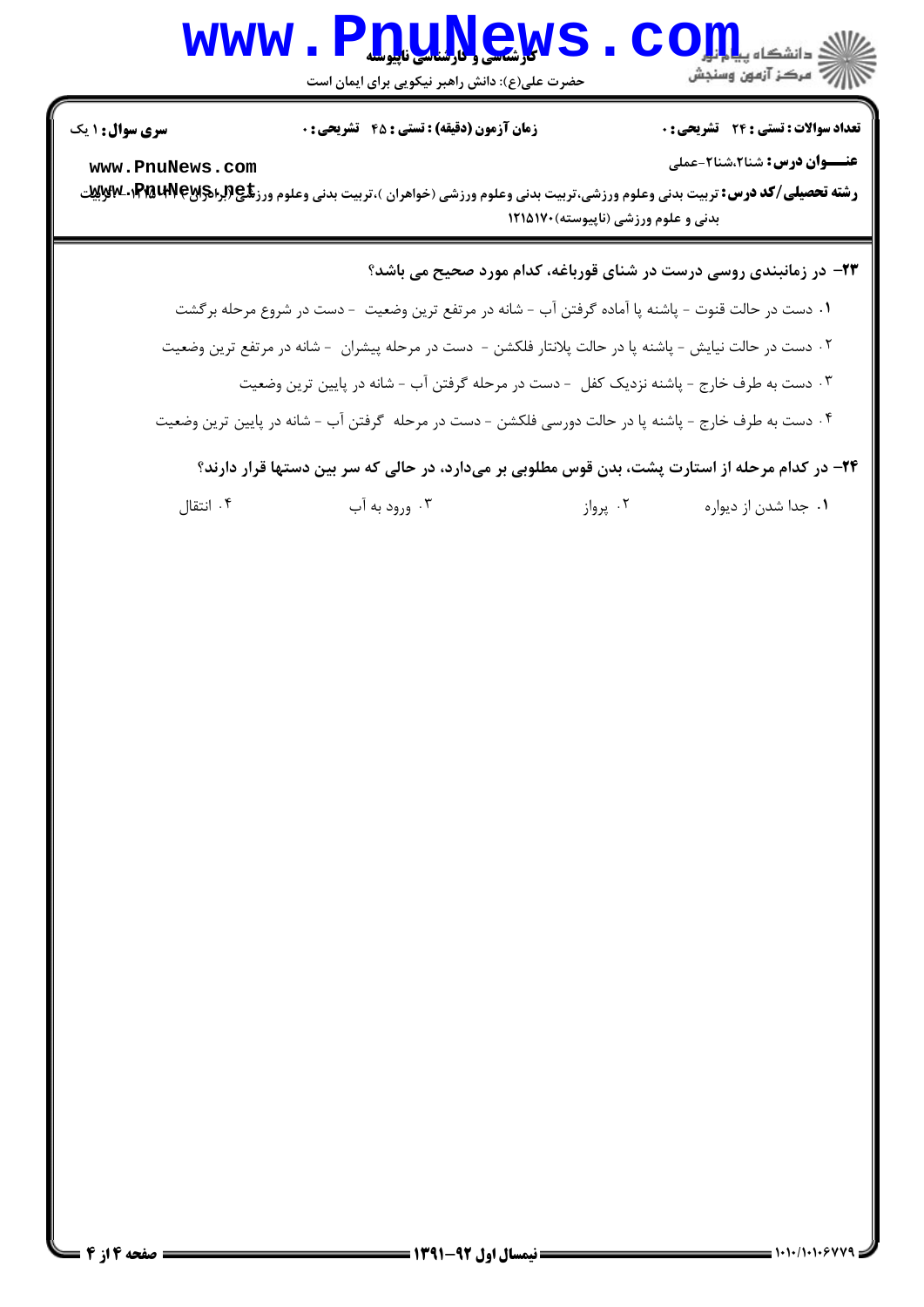۲۳- در زمانبندی روسی درست در شنای قورباغه، کدام مورد صحیح می باشد؟

۱. دست در حالت قنوت - پاشنه پا آماده گرفتن آب - شانه در مرتفع ترین وضعیت - دست در شروع مرحله برگشت

۲. دست در حالت نیایش - پاشنه پا در حالت پلانتار فلکشن - دست در مرحله پیشران - شانه در مرتفع ترین وضعیت

۳. دست به طرف خارج - پاشنه نزدیک کفل - دست در مرحله گرفتن آب - شانه در پایین ترین وضعیت

۴. دست به طرف خارج - پاشنه پا در حالت دورسی فلکشن - دست در مرحله گرفتن آب - شانه در پایین ترین وضعیت

۲۴- در کدام مرحله از استارت پشت، بدن قوس مطلوبی بر می‌دارد، در حالی که سر بین دستها قرار دارند؟

۱. جدا شدن از دیواره
۲. پرواز
۳. ورود به آب
۴. انتقال